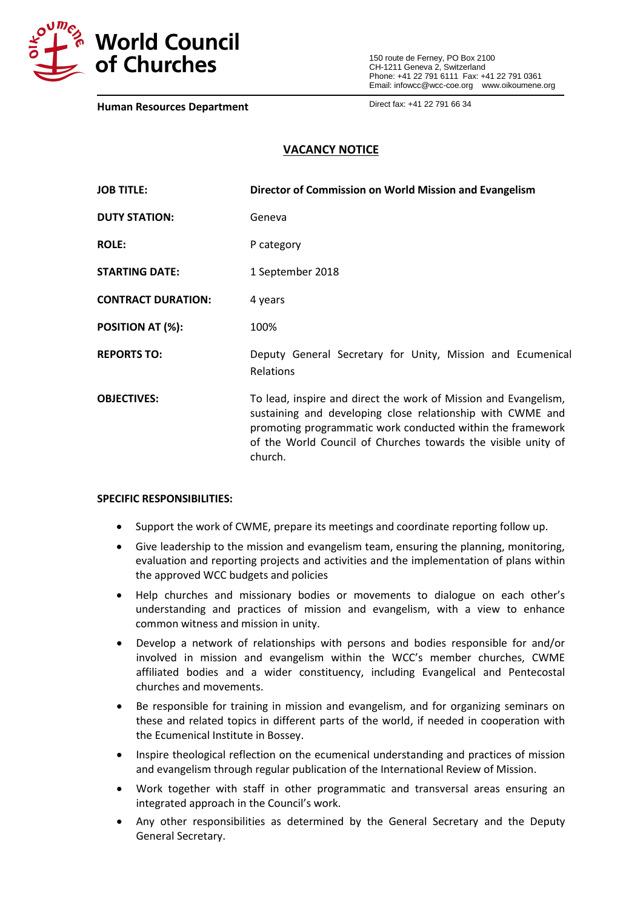# World Council of Churches

150 route de Ferney, PO Box 2100
CH-1211 Geneva 2, Switzerland
Phone: +41 22 791 6111 Fax: +41 22 791 0361
Email: infowcc@wcc-coe.org www.oikoumene.org

**Human Resources Department**

Direct fax: +41 22 791 66 34

## VACANCY NOTICE

| | |
|---|---|
| **JOB TITLE:** | **Director of Commission on World Mission and Evangelism** |
| **DUTY STATION:** | Geneva |
| **ROLE:** | P category |
| **STARTING DATE:** | 1 September 2018 |
| **CONTRACT DURATION:** | 4 years |
| **POSITION AT (%):** | 100% |
| **REPORTS TO:** | Deputy General Secretary for Unity, Mission and Ecumenical Relations |
| **OBJECTIVES:** | To lead, inspire and direct the work of Mission and Evangelism, sustaining and developing close relationship with CWME and promoting programmatic work conducted within the framework of the World Council of Churches towards the visible unity of church. |

**SPECIFIC RESPONSIBILITIES:**

- Support the work of CWME, prepare its meetings and coordinate reporting follow up.
- Give leadership to the mission and evangelism team, ensuring the planning, monitoring, evaluation and reporting projects and activities and the implementation of plans within the approved WCC budgets and policies
- Help churches and missionary bodies or movements to dialogue on each other's understanding and practices of mission and evangelism, with a view to enhance common witness and mission in unity.
- Develop a network of relationships with persons and bodies responsible for and/or involved in mission and evangelism within the WCC's member churches, CWME affiliated bodies and a wider constituency, including Evangelical and Pentecostal churches and movements.
- Be responsible for training in mission and evangelism, and for organizing seminars on these and related topics in different parts of the world, if needed in cooperation with the Ecumenical Institute in Bossey.
- Inspire theological reflection on the ecumenical understanding and practices of mission and evangelism through regular publication of the International Review of Mission.
- Work together with staff in other programmatic and transversal areas ensuring an integrated approach in the Council's work.
- Any other responsibilities as determined by the General Secretary and the Deputy General Secretary.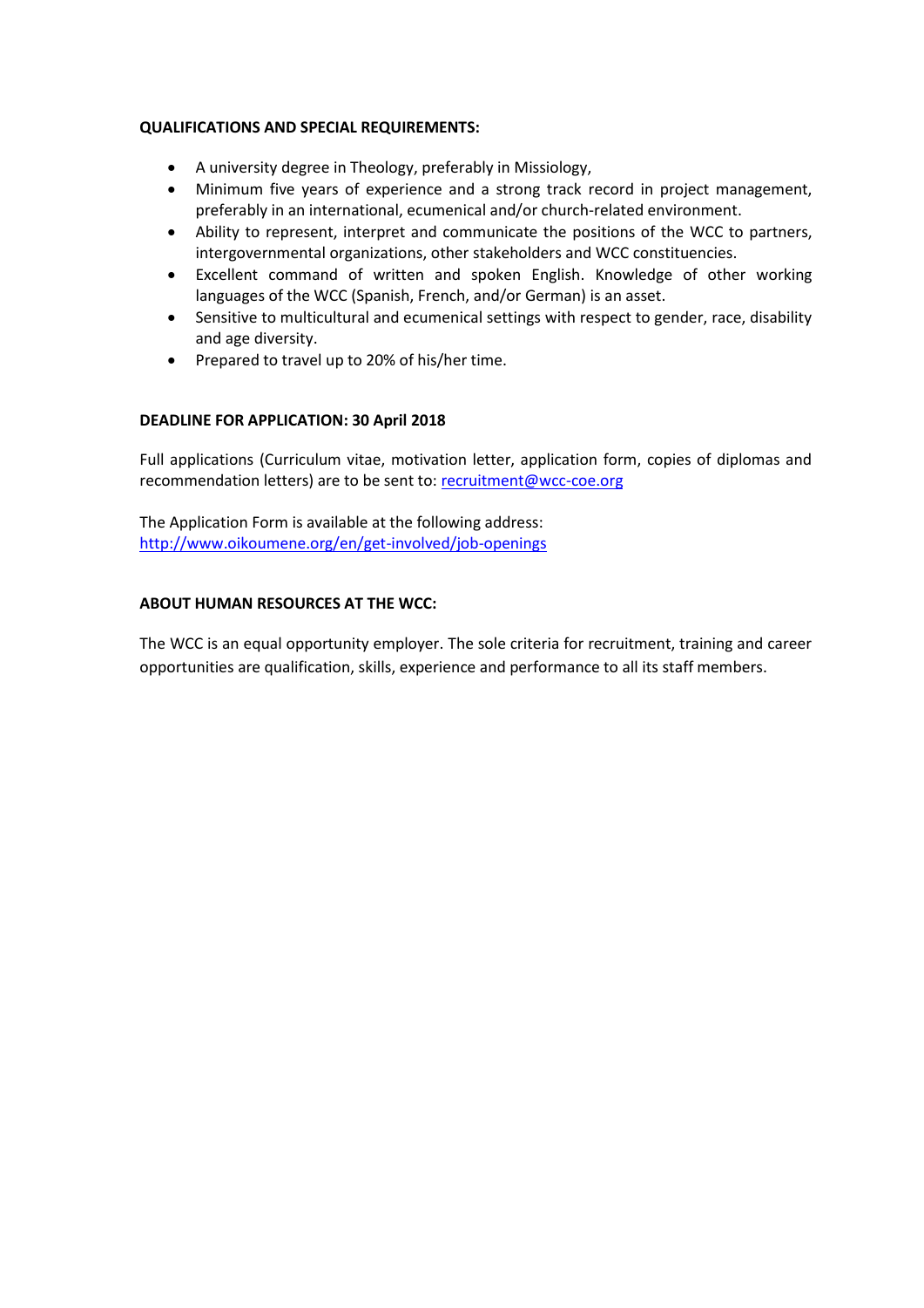**QUALIFICATIONS AND SPECIAL REQUIREMENTS:**

- A university degree in Theology, preferably in Missiology,
- Minimum five years of experience and a strong track record in project management, preferably in an international, ecumenical and/or church-related environment.
- Ability to represent, interpret and communicate the positions of the WCC to partners, intergovernmental organizations, other stakeholders and WCC constituencies.
- Excellent command of written and spoken English. Knowledge of other working languages of the WCC (Spanish, French, and/or German) is an asset.
- Sensitive to multicultural and ecumenical settings with respect to gender, race, disability and age diversity.
- Prepared to travel up to 20% of his/her time.

**DEADLINE FOR APPLICATION: 30 April 2018**

Full applications (Curriculum vitae, motivation letter, application form, copies of diplomas and recommendation letters) are to be sent to: recruitment@wcc-coe.org

The Application Form is available at the following address:
http://www.oikoumene.org/en/get-involved/job-openings

**ABOUT HUMAN RESOURCES AT THE WCC:**

The WCC is an equal opportunity employer. The sole criteria for recruitment, training and career opportunities are qualification, skills, experience and performance to all its staff members.